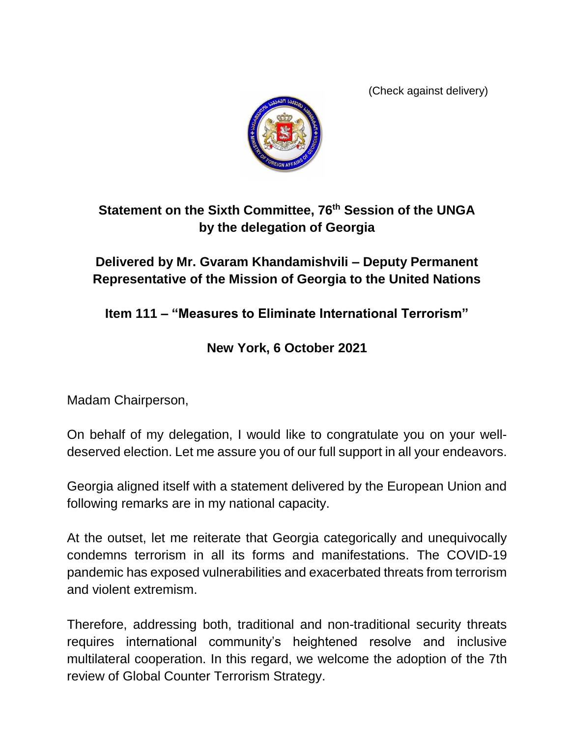(Check against delivery)

**Statement on the Sixth Committee, 76th Session of the UNGA by the delegation of Georgia**

**Delivered by Mr. Gvaram Khandamishvili – Deputy Permanent Representative of the Mission of Georgia to the United Nations**

**Item 111 – "Measures to Eliminate International Terrorism"**

**New York, 6 October 2021**

Madam Chairperson,

On behalf of my delegation, I would like to congratulate you on your well-deserved election. Let me assure you of our full support in all your endeavors.

Georgia aligned itself with a statement delivered by the European Union and following remarks are in my national capacity.

At the outset, let me reiterate that Georgia categorically and unequivocally condemns terrorism in all its forms and manifestations. The COVID-19 pandemic has exposed vulnerabilities and exacerbated threats from terrorism and violent extremism.

Therefore, addressing both, traditional and non-traditional security threats requires international community's heightened resolve and inclusive multilateral cooperation. In this regard, we welcome the adoption of the 7th review of Global Counter Terrorism Strategy.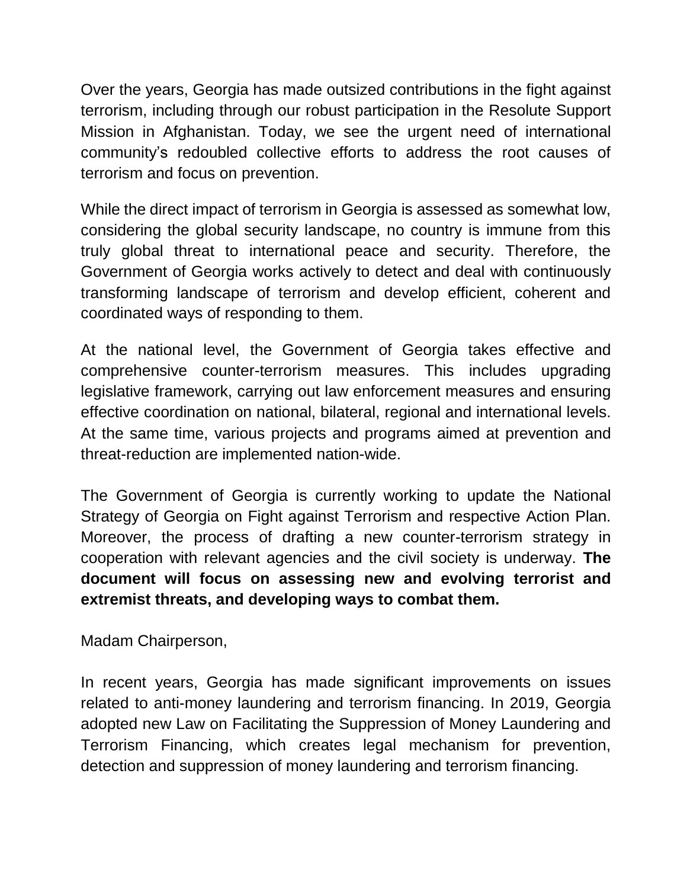Over the years, Georgia has made outsized contributions in the fight against terrorism, including through our robust participation in the Resolute Support Mission in Afghanistan. Today, we see the urgent need of international community's redoubled collective efforts to address the root causes of terrorism and focus on prevention.

While the direct impact of terrorism in Georgia is assessed as somewhat low, considering the global security landscape, no country is immune from this truly global threat to international peace and security. Therefore, the Government of Georgia works actively to detect and deal with continuously transforming landscape of terrorism and develop efficient, coherent and coordinated ways of responding to them.

At the national level, the Government of Georgia takes effective and comprehensive counter-terrorism measures. This includes upgrading legislative framework, carrying out law enforcement measures and ensuring effective coordination on national, bilateral, regional and international levels. At the same time, various projects and programs aimed at prevention and threat-reduction are implemented nation-wide.

The Government of Georgia is currently working to update the National Strategy of Georgia on Fight against Terrorism and respective Action Plan. Moreover, the process of drafting a new counter-terrorism strategy in cooperation with relevant agencies and the civil society is underway. **The document will focus on assessing new and evolving terrorist and extremist threats, and developing ways to combat them.**

Madam Chairperson,

In recent years, Georgia has made significant improvements on issues related to anti-money laundering and terrorism financing. In 2019, Georgia adopted new Law on Facilitating the Suppression of Money Laundering and Terrorism Financing, which creates legal mechanism for prevention, detection and suppression of money laundering and terrorism financing.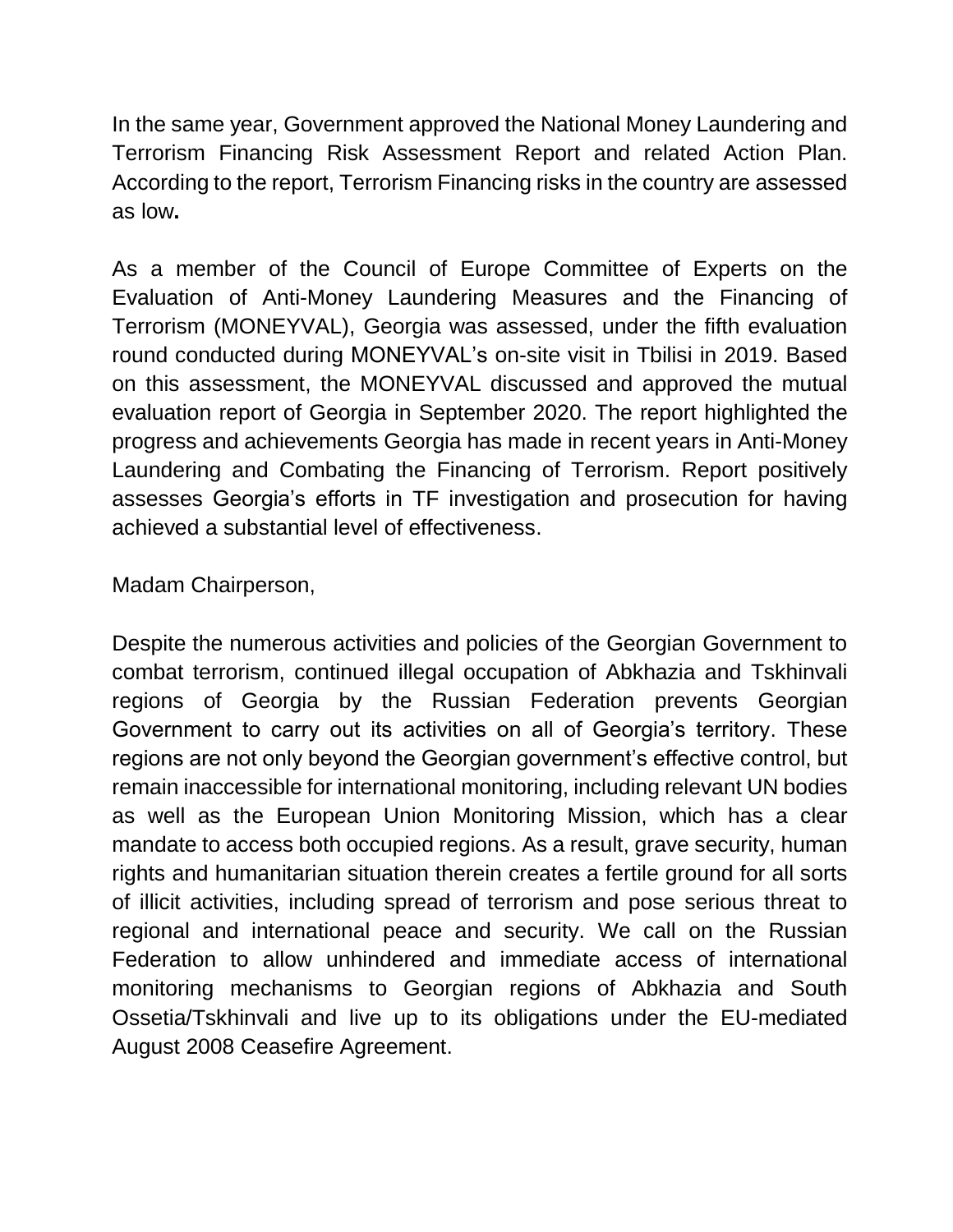In the same year, Government approved the National Money Laundering and Terrorism Financing Risk Assessment Report and related Action Plan. According to the report, Terrorism Financing risks in the country are assessed as low**.**

As a member of the Council of Europe Committee of Experts on the Evaluation of Anti-Money Laundering Measures and the Financing of Terrorism (MONEYVAL), Georgia was assessed, under the fifth evaluation round conducted during MONEYVAL's on-site visit in Tbilisi in 2019. Based on this assessment, the MONEYVAL discussed and approved the mutual evaluation report of Georgia in September 2020. The report highlighted the progress and achievements Georgia has made in recent years in Anti-Money Laundering and Combating the Financing of Terrorism. Report positively assesses Georgia's efforts in TF investigation and prosecution for having achieved a substantial level of effectiveness.

Madam Chairperson,

Despite the numerous activities and policies of the Georgian Government to combat terrorism, continued illegal occupation of Abkhazia and Tskhinvali regions of Georgia by the Russian Federation prevents Georgian Government to carry out its activities on all of Georgia's territory. These regions are not only beyond the Georgian government's effective control, but remain inaccessible for international monitoring, including relevant UN bodies as well as the European Union Monitoring Mission, which has a clear mandate to access both occupied regions. As a result, grave security, human rights and humanitarian situation therein creates a fertile ground for all sorts of illicit activities, including spread of terrorism and pose serious threat to regional and international peace and security. We call on the Russian Federation to allow unhindered and immediate access of international monitoring mechanisms to Georgian regions of Abkhazia and South Ossetia/Tskhinvali and live up to its obligations under the EU-mediated August 2008 Ceasefire Agreement.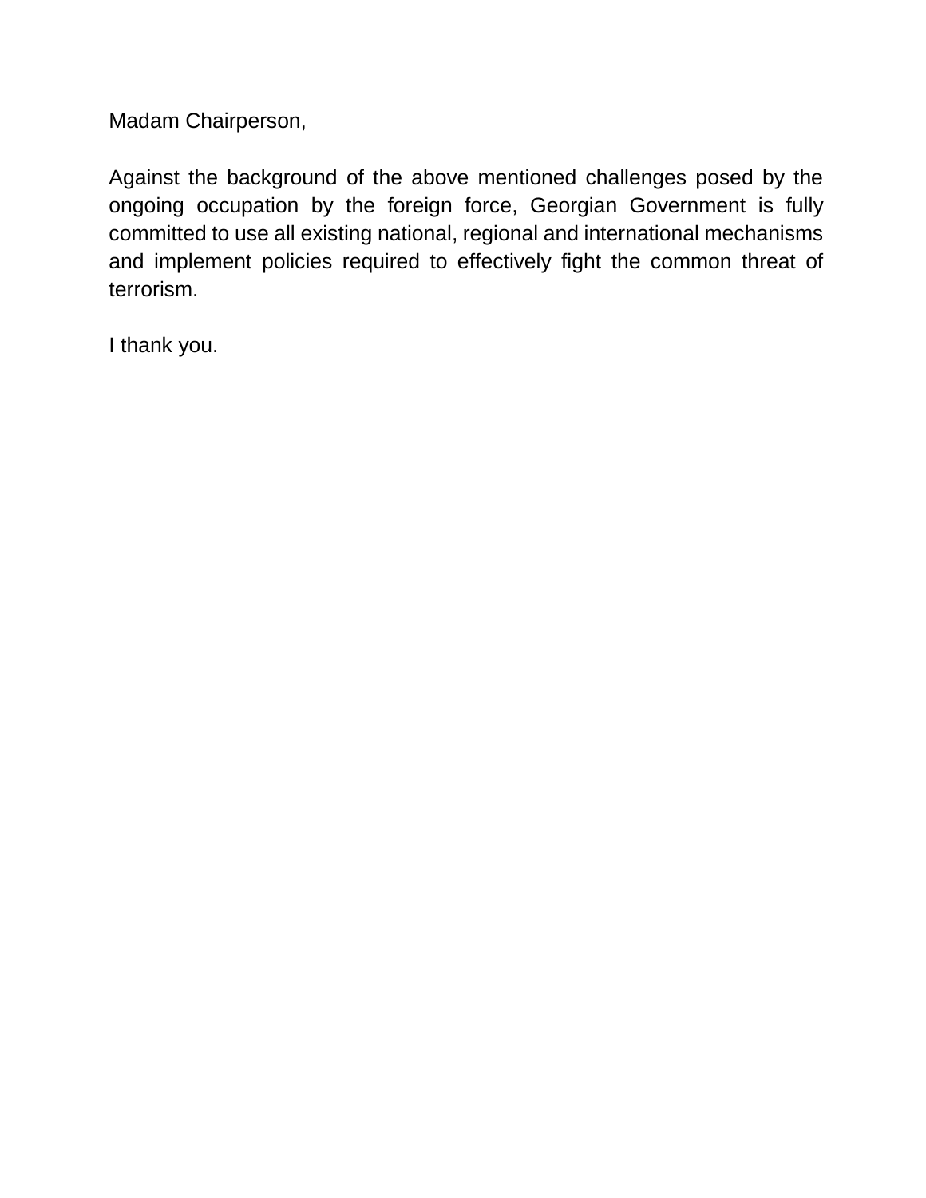Madam Chairperson,

Against the background of the above mentioned challenges posed by the ongoing occupation by the foreign force, Georgian Government is fully committed to use all existing national, regional and international mechanisms and implement policies required to effectively fight the common threat of terrorism.

I thank you.